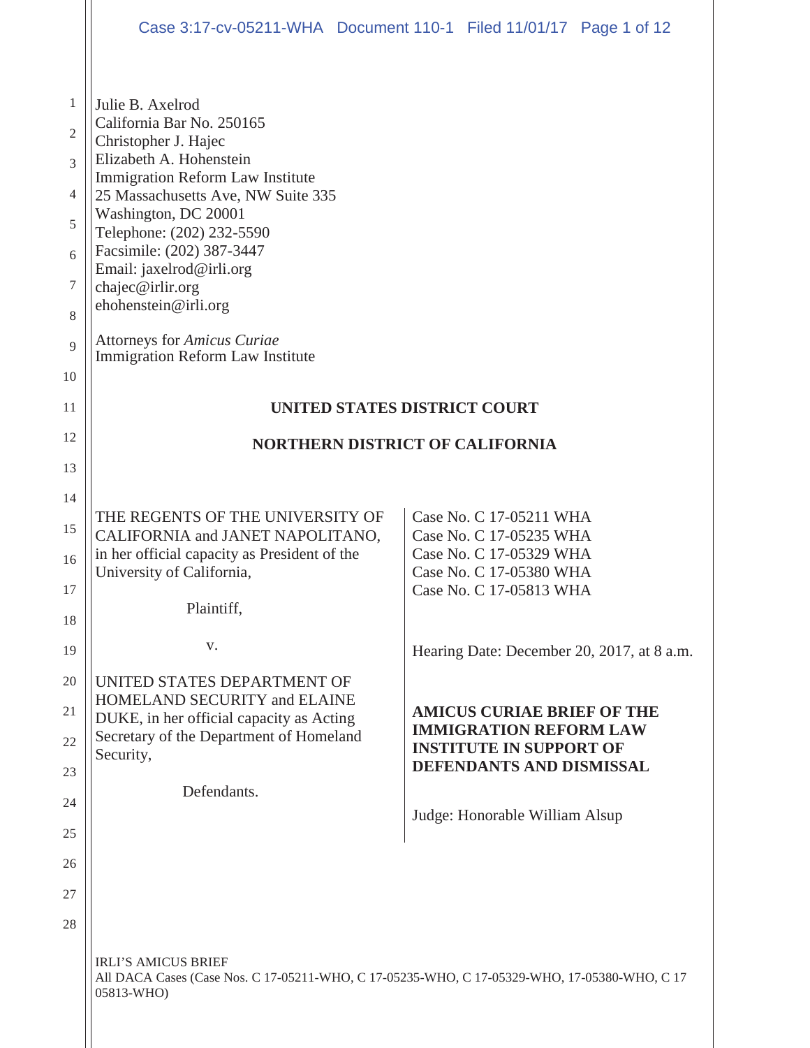Julie B. Axelrod
California Bar No. 250165
Christopher J. Hajec
Elizabeth A. Hohenstein
Immigration Reform Law Institute
25 Massachusetts Ave, NW Suite 335
Washington, DC 20001
Telephone: (202) 232-5590
Facsimile: (202) 387-3447
Email: jaxelrod@irli.org
chajec@irlir.org
ehohenstein@irli.org

Attorneys for *Amicus Curiae*
Immigration Reform Law Institute

**UNITED STATES DISTRICT COURT**

**NORTHERN DISTRICT OF CALIFORNIA**

THE REGENTS OF THE UNIVERSITY OF CALIFORNIA and JANET NAPOLITANO, in her official capacity as President of the University of California,

Plaintiff,

v.

UNITED STATES DEPARTMENT OF HOMELAND SECURITY and ELAINE DUKE, in her official capacity as Acting Secretary of the Department of Homeland Security,

Defendants.

Case No. C 17-05211 WHA
Case No. C 17-05235 WHA
Case No. C 17-05329 WHA
Case No. C 17-05380 WHA
Case No. C 17-05813 WHA

Hearing Date: December 20, 2017, at 8 a.m.

**AMICUS CURIAE BRIEF OF THE IMMIGRATION REFORM LAW INSTITUTE IN SUPPORT OF DEFENDANTS AND DISMISSAL**

Judge: Honorable William Alsup

IRLI'S AMICUS BRIEF
All DACA Cases (Case Nos. C 17-05211-WHO, C 17-05235-WHO, C 17-05329-WHO, 17-05380-WHO, C 17 05813-WHO)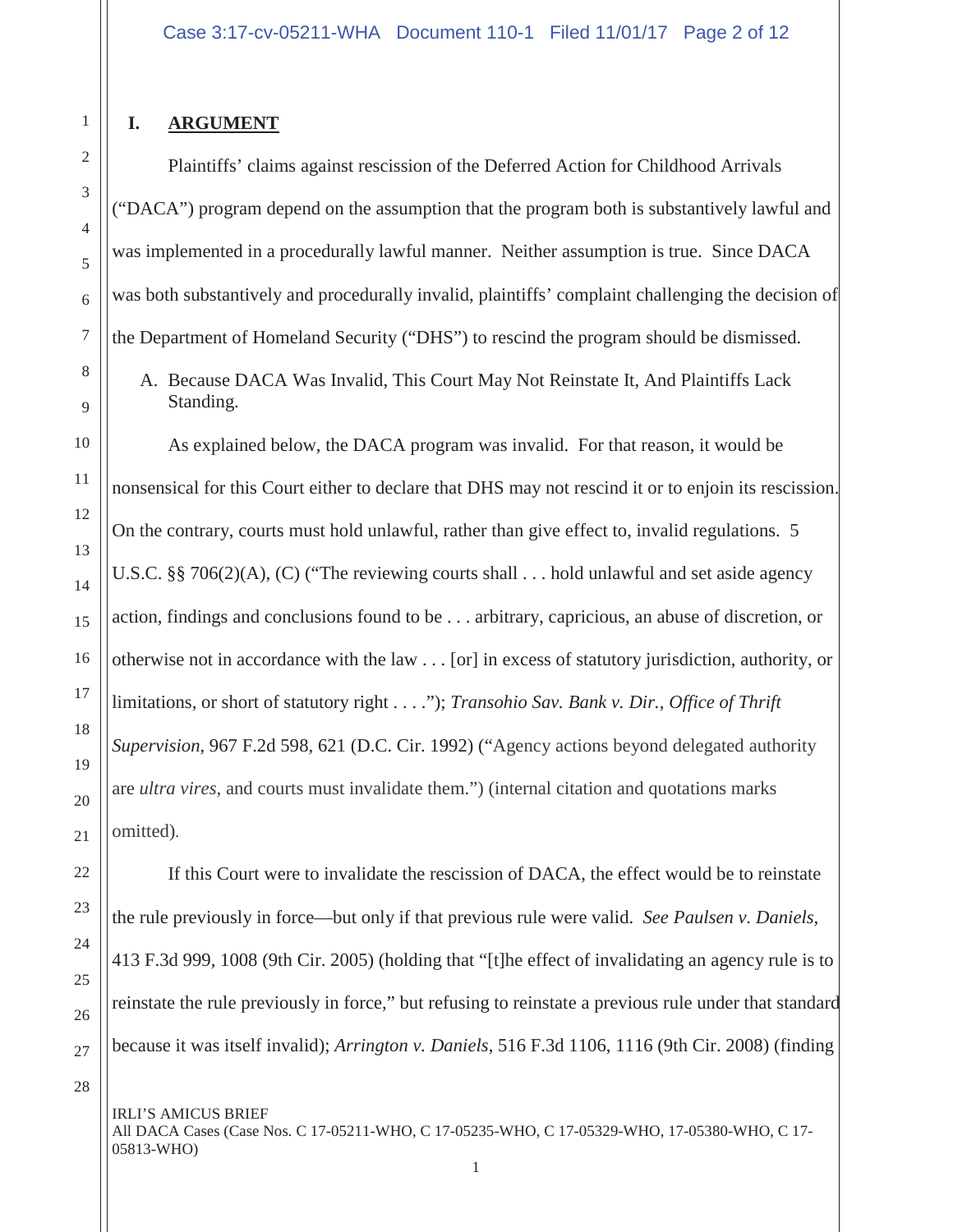## I. ARGUMENT

Plaintiffs' claims against rescission of the Deferred Action for Childhood Arrivals ("DACA") program depend on the assumption that the program both is substantively lawful and was implemented in a procedurally lawful manner. Neither assumption is true. Since DACA was both substantively and procedurally invalid, plaintiffs' complaint challenging the decision of the Department of Homeland Security ("DHS") to rescind the program should be dismissed.

### A. Because DACA Was Invalid, This Court May Not Reinstate It, And Plaintiffs Lack Standing.

As explained below, the DACA program was invalid. For that reason, it would be nonsensical for this Court either to declare that DHS may not rescind it or to enjoin its rescission. On the contrary, courts must hold unlawful, rather than give effect to, invalid regulations. 5 U.S.C. §§ 706(2)(A), (C) ("The reviewing courts shall . . . hold unlawful and set aside agency action, findings and conclusions found to be . . . arbitrary, capricious, an abuse of discretion, or otherwise not in accordance with the law . . . [or] in excess of statutory jurisdiction, authority, or limitations, or short of statutory right . . . ."); *Transohio Sav. Bank v. Dir., Office of Thrift Supervision*, 967 F.2d 598, 621 (D.C. Cir. 1992) ("Agency actions beyond delegated authority are *ultra vires*, and courts must invalidate them.") (internal citation and quotations marks omitted).

If this Court were to invalidate the rescission of DACA, the effect would be to reinstate the rule previously in force—but only if that previous rule were valid. *See Paulsen v. Daniels*, 413 F.3d 999, 1008 (9th Cir. 2005) (holding that "[t]he effect of invalidating an agency rule is to reinstate the rule previously in force," but refusing to reinstate a previous rule under that standard because it was itself invalid); *Arrington v. Daniels*, 516 F.3d 1106, 1116 (9th Cir. 2008) (finding

IRLI'S AMICUS BRIEF
All DACA Cases (Case Nos. C 17-05211-WHO, C 17-05235-WHO, C 17-05329-WHO, 17-05380-WHO, C 17-05813-WHO)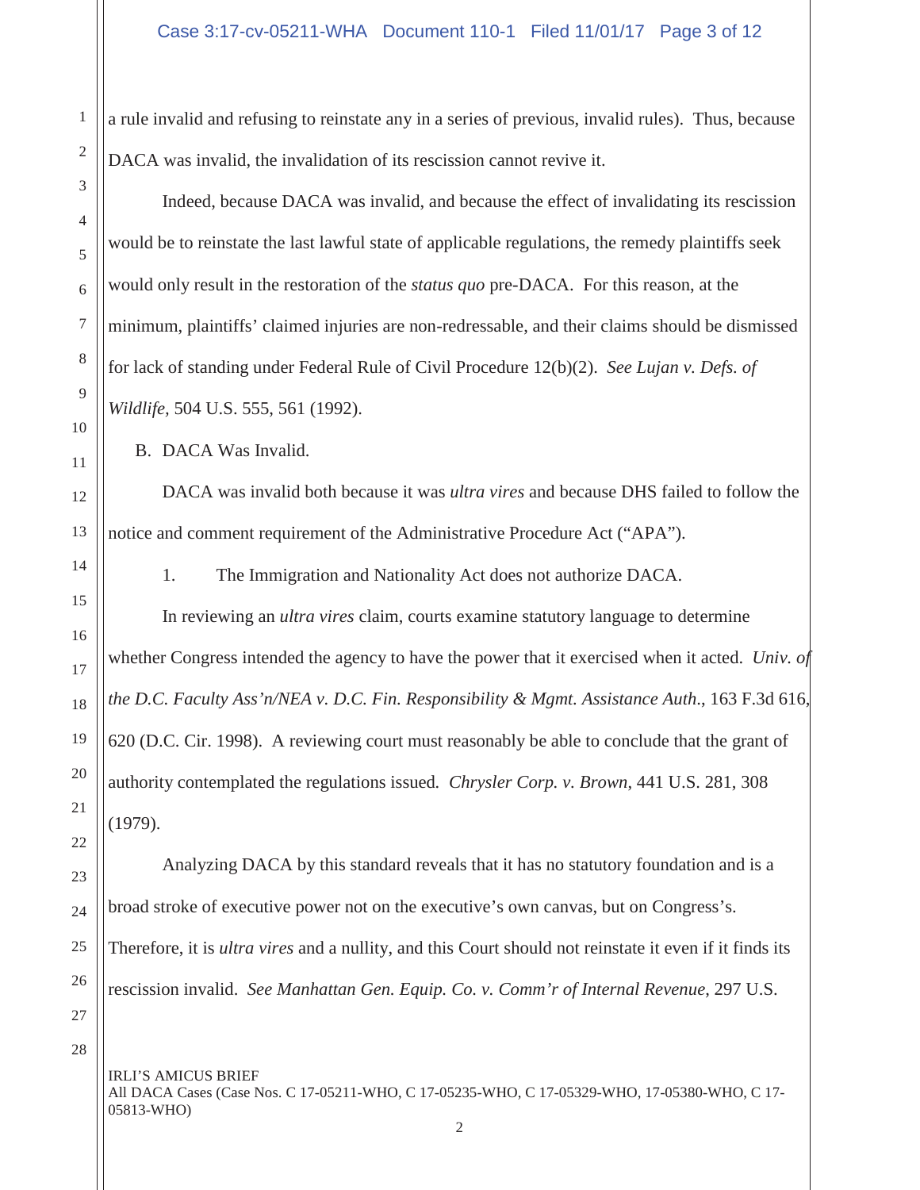a rule invalid and refusing to reinstate any in a series of previous, invalid rules). Thus, because DACA was invalid, the invalidation of its rescission cannot revive it.

Indeed, because DACA was invalid, and because the effect of invalidating its rescission would be to reinstate the last lawful state of applicable regulations, the remedy plaintiffs seek would only result in the restoration of the *status quo* pre-DACA. For this reason, at the minimum, plaintiffs' claimed injuries are non-redressable, and their claims should be dismissed for lack of standing under Federal Rule of Civil Procedure 12(b)(2). *See Lujan v. Defs. of Wildlife*, 504 U.S. 555, 561 (1992).

B. DACA Was Invalid.

DACA was invalid both because it was *ultra vires* and because DHS failed to follow the notice and comment requirement of the Administrative Procedure Act ("APA").

1. The Immigration and Nationality Act does not authorize DACA.

In reviewing an *ultra vires* claim, courts examine statutory language to determine whether Congress intended the agency to have the power that it exercised when it acted. *Univ. of the D.C. Faculty Ass'n/NEA v. D.C. Fin. Responsibility & Mgmt. Assistance Auth.*, 163 F.3d 616, 620 (D.C. Cir. 1998). A reviewing court must reasonably be able to conclude that the grant of authority contemplated the regulations issued. *Chrysler Corp. v. Brown*, 441 U.S. 281, 308 (1979).

Analyzing DACA by this standard reveals that it has no statutory foundation and is a broad stroke of executive power not on the executive's own canvas, but on Congress's. Therefore, it is *ultra vires* and a nullity, and this Court should not reinstate it even if it finds its rescission invalid. *See Manhattan Gen. Equip. Co. v. Comm'r of Internal Revenue*, 297 U.S.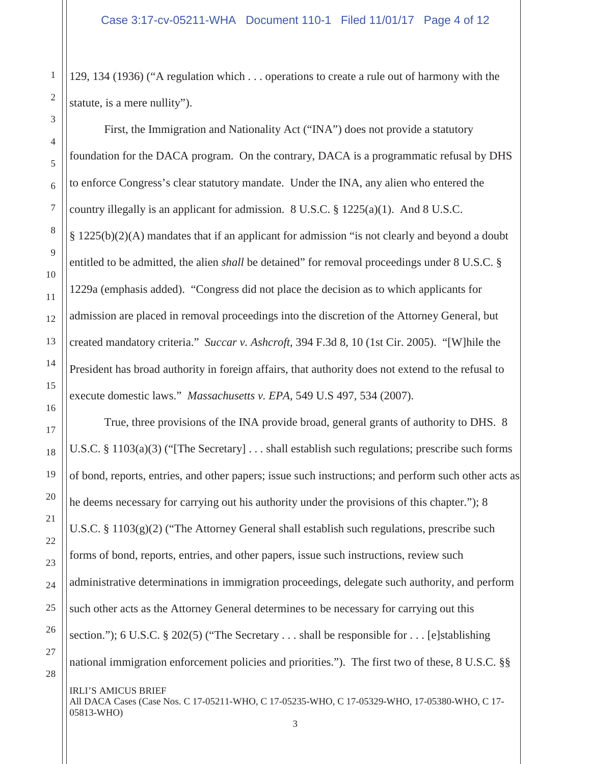129, 134 (1936) ("A regulation which . . . operations to create a rule out of harmony with the statute, is a mere nullity").

First, the Immigration and Nationality Act ("INA") does not provide a statutory foundation for the DACA program. On the contrary, DACA is a programmatic refusal by DHS to enforce Congress's clear statutory mandate. Under the INA, any alien who entered the country illegally is an applicant for admission. 8 U.S.C. § 1225(a)(1). And 8 U.S.C. § 1225(b)(2)(A) mandates that if an applicant for admission "is not clearly and beyond a doubt entitled to be admitted, the alien *shall* be detained" for removal proceedings under 8 U.S.C. § 1229a (emphasis added). "Congress did not place the decision as to which applicants for admission are placed in removal proceedings into the discretion of the Attorney General, but created mandatory criteria." *Succar v. Ashcroft*, 394 F.3d 8, 10 (1st Cir. 2005). "[W]hile the President has broad authority in foreign affairs, that authority does not extend to the refusal to execute domestic laws." *Massachusetts v. EPA*, 549 U.S 497, 534 (2007).

True, three provisions of the INA provide broad, general grants of authority to DHS. 8 U.S.C. § 1103(a)(3) ("[The Secretary] . . . shall establish such regulations; prescribe such forms of bond, reports, entries, and other papers; issue such instructions; and perform such other acts as he deems necessary for carrying out his authority under the provisions of this chapter."); 8 U.S.C. § 1103(g)(2) ("The Attorney General shall establish such regulations, prescribe such forms of bond, reports, entries, and other papers, issue such instructions, review such administrative determinations in immigration proceedings, delegate such authority, and perform such other acts as the Attorney General determines to be necessary for carrying out this section."); 6 U.S.C. § 202(5) ("The Secretary . . . shall be responsible for . . . [e]stablishing national immigration enforcement policies and priorities."). The first two of these, 8 U.S.C. §§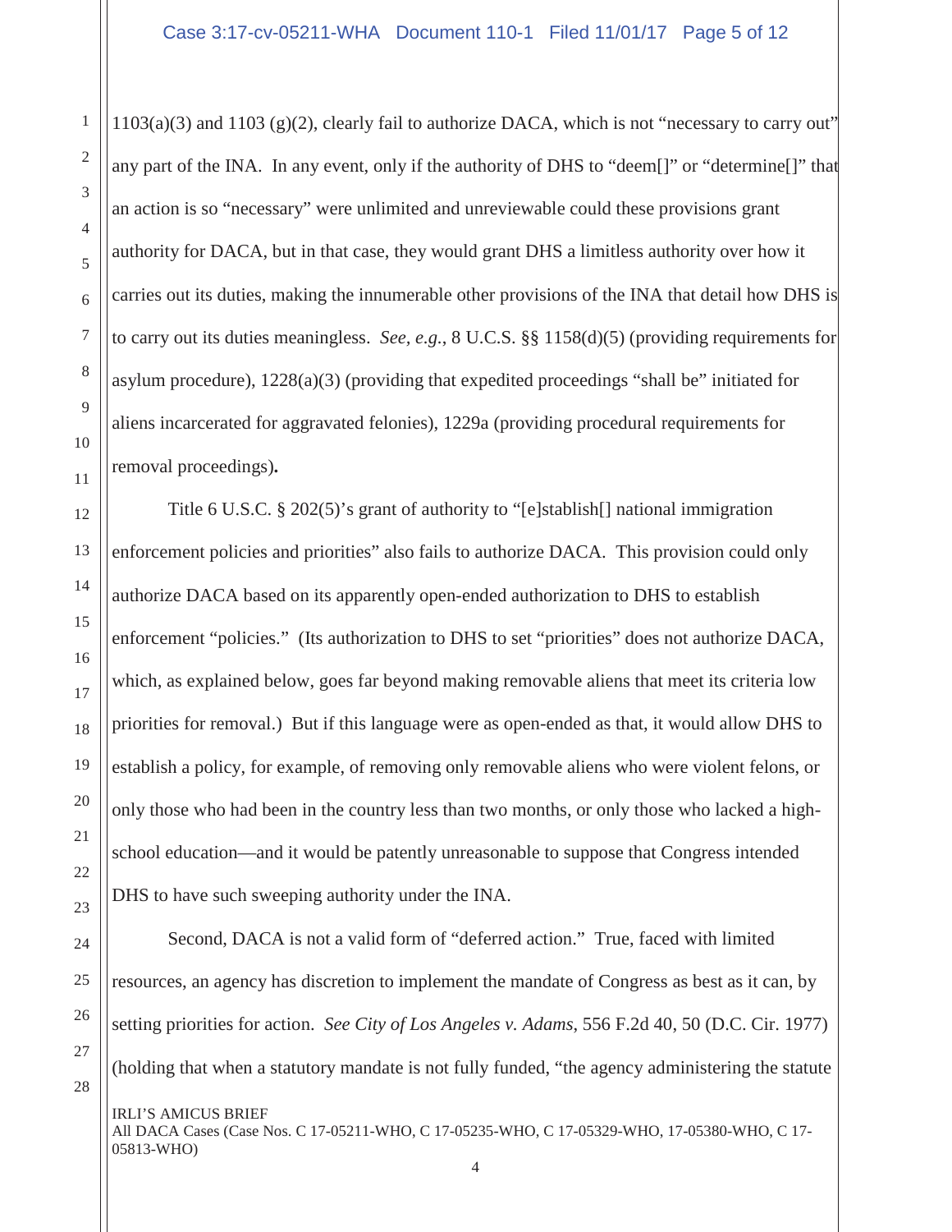1103(a)(3) and 1103 (g)(2), clearly fail to authorize DACA, which is not "necessary to carry out" any part of the INA. In any event, only if the authority of DHS to "deem[]" or "determine[]" that an action is so "necessary" were unlimited and unreviewable could these provisions grant authority for DACA, but in that case, they would grant DHS a limitless authority over how it carries out its duties, making the innumerable other provisions of the INA that detail how DHS is to carry out its duties meaningless. *See*, *e.g.*, 8 U.C.S. §§ 1158(d)(5) (providing requirements for asylum procedure), 1228(a)(3) (providing that expedited proceedings "shall be" initiated for aliens incarcerated for aggravated felonies), 1229a (providing procedural requirements for removal proceedings)**.**

Title 6 U.S.C. § 202(5)'s grant of authority to "[e]stablish[] national immigration enforcement policies and priorities" also fails to authorize DACA. This provision could only authorize DACA based on its apparently open-ended authorization to DHS to establish enforcement "policies." (Its authorization to DHS to set "priorities" does not authorize DACA, which, as explained below, goes far beyond making removable aliens that meet its criteria low priorities for removal.) But if this language were as open-ended as that, it would allow DHS to establish a policy, for example, of removing only removable aliens who were violent felons, or only those who had been in the country less than two months, or only those who lacked a high-school education—and it would be patently unreasonable to suppose that Congress intended DHS to have such sweeping authority under the INA.

Second, DACA is not a valid form of "deferred action." True, faced with limited resources, an agency has discretion to implement the mandate of Congress as best as it can, by setting priorities for action. *See City of Los Angeles v. Adams*, 556 F.2d 40, 50 (D.C. Cir. 1977) (holding that when a statutory mandate is not fully funded, "the agency administering the statute

IRLI'S AMICUS BRIEF
All DACA Cases (Case Nos. C 17-05211-WHO, C 17-05235-WHO, C 17-05329-WHO, 17-05380-WHO, C 17-05813-WHO)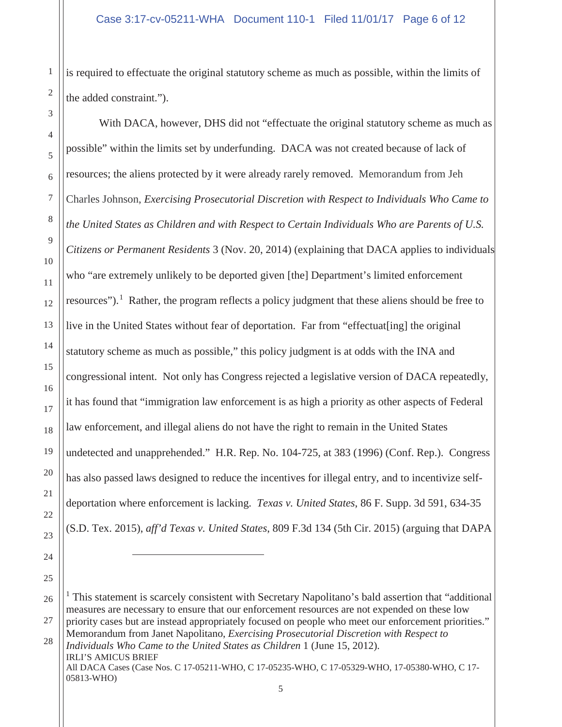is required to effectuate the original statutory scheme as much as possible, within the limits of the added constraint.").

With DACA, however, DHS did not "effectuate the original statutory scheme as much as possible" within the limits set by underfunding. DACA was not created because of lack of resources; the aliens protected by it were already rarely removed. Memorandum from Jeh Charles Johnson, *Exercising Prosecutorial Discretion with Respect to Individuals Who Came to the United States as Children and with Respect to Certain Individuals Who are Parents of U.S. Citizens or Permanent Residents* 3 (Nov. 20, 2014) (explaining that DACA applies to individuals who "are extremely unlikely to be deported given [the] Department's limited enforcement resources").[1] Rather, the program reflects a policy judgment that these aliens should be free to live in the United States without fear of deportation. Far from "effectuat[ing] the original statutory scheme as much as possible," this policy judgment is at odds with the INA and congressional intent. Not only has Congress rejected a legislative version of DACA repeatedly, it has found that "immigration law enforcement is as high a priority as other aspects of Federal law enforcement, and illegal aliens do not have the right to remain in the United States undetected and unapprehended." H.R. Rep. No. 104-725, at 383 (1996) (Conf. Rep.). Congress has also passed laws designed to reduce the incentives for illegal entry, and to incentivize self-deportation where enforcement is lacking. *Texas v. United States*, 86 F. Supp. 3d 591, 634-35 (S.D. Tex. 2015), *aff'd Texas v. United States*, 809 F.3d 134 (5th Cir. 2015) (arguing that DAPA

---

[1] This statement is scarcely consistent with Secretary Napolitano's bald assertion that "additional measures are necessary to ensure that our enforcement resources are not expended on these low priority cases but are instead appropriately focused on people who meet our enforcement priorities." Memorandum from Janet Napolitano, *Exercising Prosecutorial Discretion with Respect to Individuals Who Came to the United States as Children* 1 (June 15, 2012).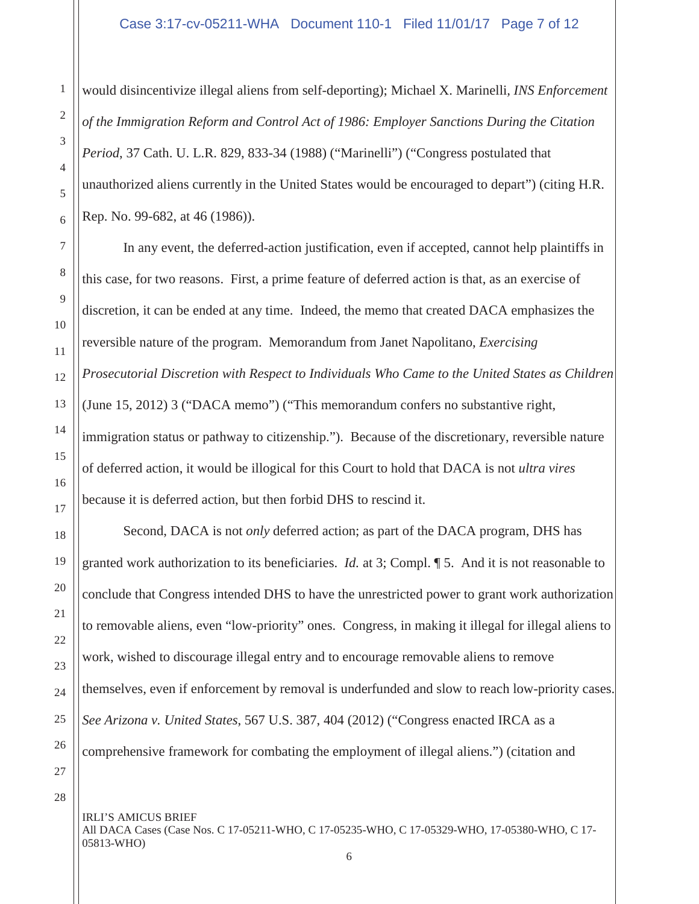would disincentivize illegal aliens from self-deporting); Michael X. Marinelli, *INS Enforcement of the Immigration Reform and Control Act of 1986: Employer Sanctions During the Citation Period*, 37 Cath. U. L.R. 829, 833-34 (1988) ("Marinelli") ("Congress postulated that unauthorized aliens currently in the United States would be encouraged to depart") (citing H.R. Rep. No. 99-682, at 46 (1986)).

In any event, the deferred-action justification, even if accepted, cannot help plaintiffs in this case, for two reasons. First, a prime feature of deferred action is that, as an exercise of discretion, it can be ended at any time. Indeed, the memo that created DACA emphasizes the reversible nature of the program. Memorandum from Janet Napolitano, *Exercising Prosecutorial Discretion with Respect to Individuals Who Came to the United States as Children* (June 15, 2012) 3 ("DACA memo") ("This memorandum confers no substantive right, immigration status or pathway to citizenship."). Because of the discretionary, reversible nature of deferred action, it would be illogical for this Court to hold that DACA is not *ultra vires* because it is deferred action, but then forbid DHS to rescind it.

Second, DACA is not *only* deferred action; as part of the DACA program, DHS has granted work authorization to its beneficiaries. *Id.* at 3; Compl. ¶ 5. And it is not reasonable to conclude that Congress intended DHS to have the unrestricted power to grant work authorization to removable aliens, even "low-priority" ones. Congress, in making it illegal for illegal aliens to work, wished to discourage illegal entry and to encourage removable aliens to remove themselves, even if enforcement by removal is underfunded and slow to reach low-priority cases. *See Arizona v. United States*, 567 U.S. 387, 404 (2012) ("Congress enacted IRCA as a comprehensive framework for combating the employment of illegal aliens.") (citation and

IRLI'S AMICUS BRIEF
All DACA Cases (Case Nos. C 17-05211-WHO, C 17-05235-WHO, C 17-05329-WHO, 17-05380-WHO, C 17-05813-WHO)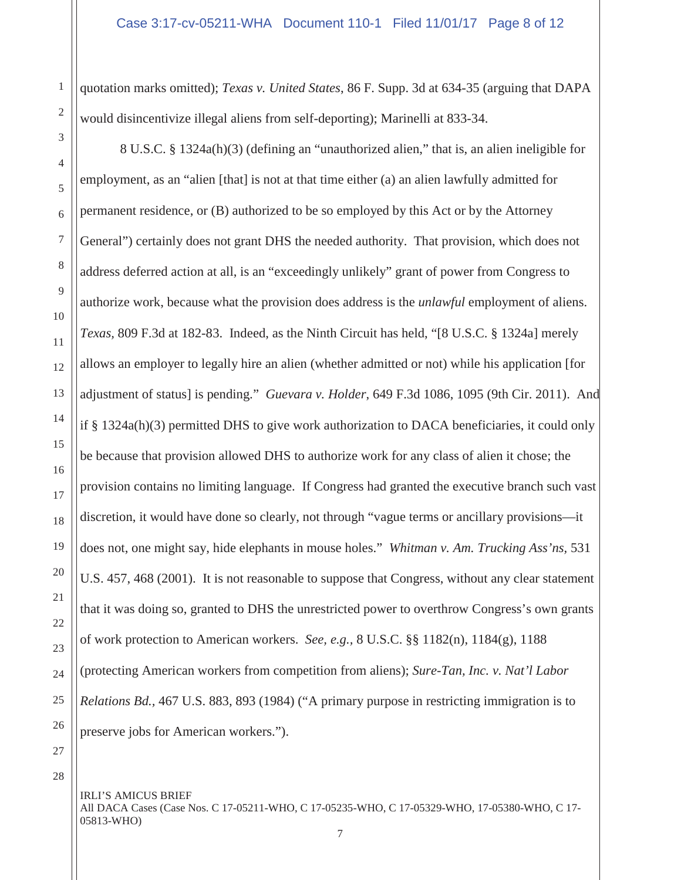quotation marks omitted); *Texas v. United States*, 86 F. Supp. 3d at 634-35 (arguing that DAPA would disincentivize illegal aliens from self-deporting); Marinelli at 833-34.

8 U.S.C. § 1324a(h)(3) (defining an "unauthorized alien," that is, an alien ineligible for employment, as an "alien [that] is not at that time either (a) an alien lawfully admitted for permanent residence, or (B) authorized to be so employed by this Act or by the Attorney General") certainly does not grant DHS the needed authority. That provision, which does not address deferred action at all, is an "exceedingly unlikely" grant of power from Congress to authorize work, because what the provision does address is the *unlawful* employment of aliens. *Texas*, 809 F.3d at 182-83. Indeed, as the Ninth Circuit has held, "[8 U.S.C. § 1324a] merely allows an employer to legally hire an alien (whether admitted or not) while his application [for adjustment of status] is pending." *Guevara v. Holder*, 649 F.3d 1086, 1095 (9th Cir. 2011). And if § 1324a(h)(3) permitted DHS to give work authorization to DACA beneficiaries, it could only be because that provision allowed DHS to authorize work for any class of alien it chose; the provision contains no limiting language. If Congress had granted the executive branch such vast discretion, it would have done so clearly, not through "vague terms or ancillary provisions—it does not, one might say, hide elephants in mouse holes." *Whitman v. Am. Trucking Ass'ns*, 531 U.S. 457, 468 (2001). It is not reasonable to suppose that Congress, without any clear statement that it was doing so, granted to DHS the unrestricted power to overthrow Congress's own grants of work protection to American workers. *See, e.g.*, 8 U.S.C. §§ 1182(n), 1184(g), 1188 (protecting American workers from competition from aliens); *Sure-Tan, Inc. v. Nat'l Labor Relations Bd.*, 467 U.S. 883, 893 (1984) ("A primary purpose in restricting immigration is to preserve jobs for American workers.").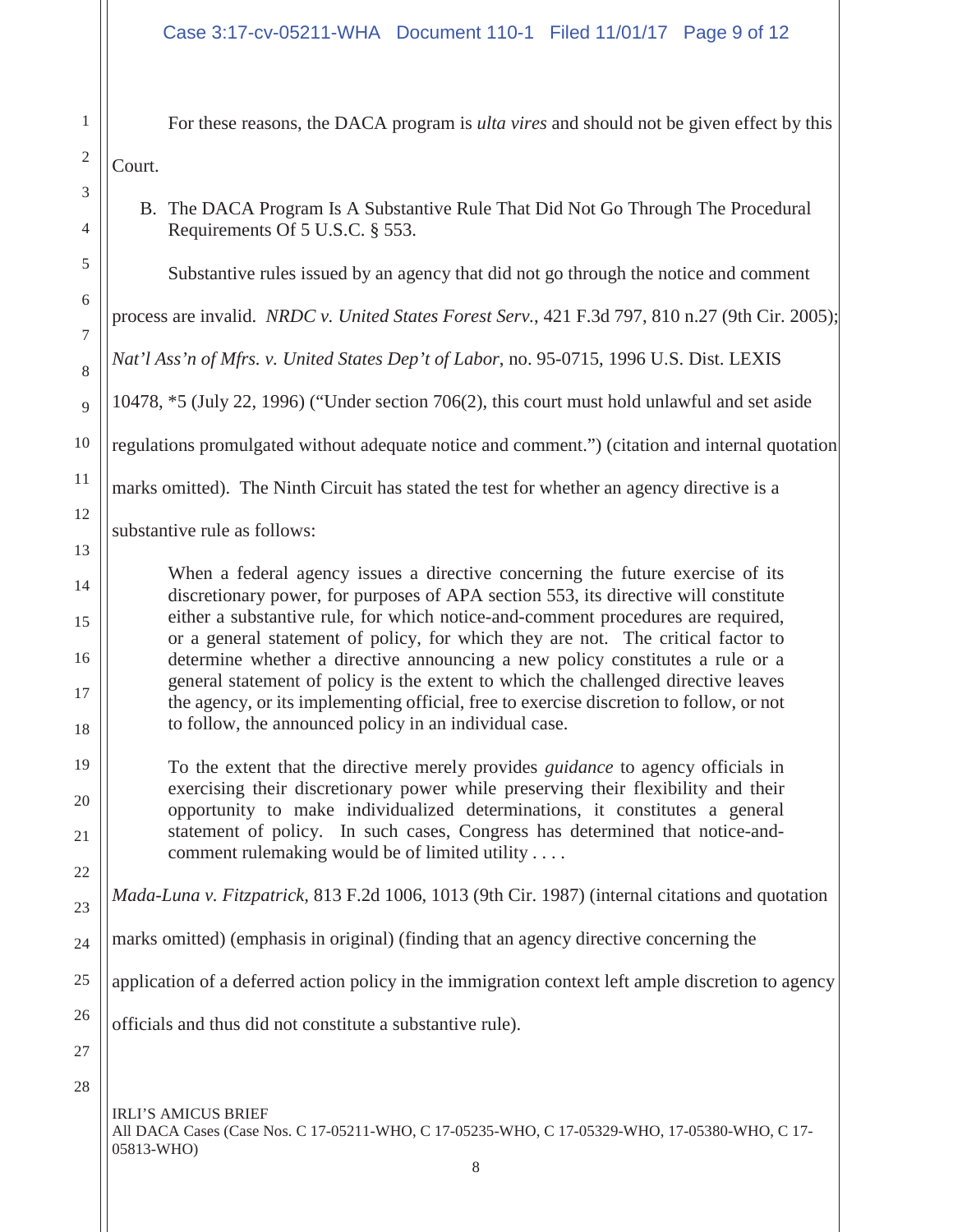For these reasons, the DACA program is *ulta vires* and should not be given effect by this Court.

### B. The DACA Program Is A Substantive Rule That Did Not Go Through The Procedural Requirements Of 5 U.S.C. § 553.

Substantive rules issued by an agency that did not go through the notice and comment process are invalid. *NRDC v. United States Forest Serv.*, 421 F.3d 797, 810 n.27 (9th Cir. 2005); *Nat'l Ass'n of Mfrs. v. United States Dep't of Labor*, no. 95-0715, 1996 U.S. Dist. LEXIS 10478, *5 (July 22, 1996) ("Under section 706(2), this court must hold unlawful and set aside regulations promulgated without adequate notice and comment.") (citation and internal quotation marks omitted). The Ninth Circuit has stated the test for whether an agency directive is a substantive rule as follows:

> When a federal agency issues a directive concerning the future exercise of its discretionary power, for purposes of APA section 553, its directive will constitute either a substantive rule, for which notice-and-comment procedures are required, or a general statement of policy, for which they are not. The critical factor to determine whether a directive announcing a new policy constitutes a rule or a general statement of policy is the extent to which the challenged directive leaves the agency, or its implementing official, free to exercise discretion to follow, or not to follow, the announced policy in an individual case.
>
> To the extent that the directive merely provides *guidance* to agency officials in exercising their discretionary power while preserving their flexibility and their opportunity to make individualized determinations, it constitutes a general statement of policy. In such cases, Congress has determined that notice-and-comment rulemaking would be of limited utility . . . .

*Mada-Luna v. Fitzpatrick,* 813 F.2d 1006, 1013 (9th Cir. 1987) (internal citations and quotation marks omitted) (emphasis in original) (finding that an agency directive concerning the application of a deferred action policy in the immigration context left ample discretion to agency officials and thus did not constitute a substantive rule).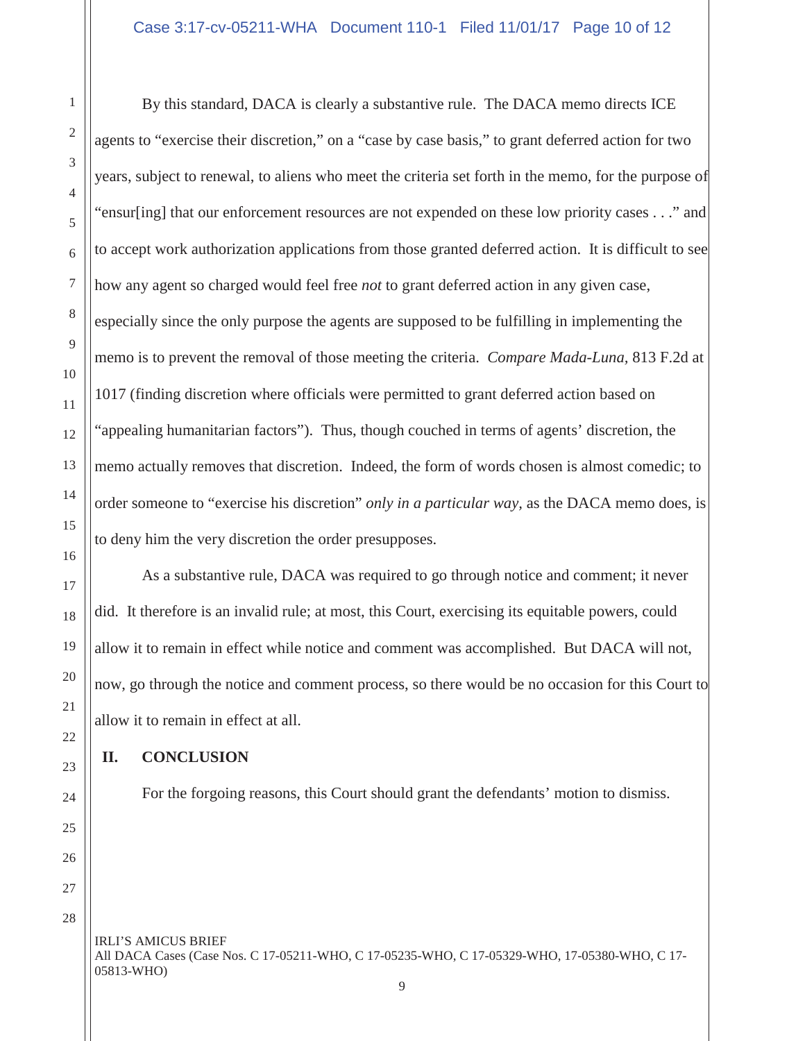By this standard, DACA is clearly a substantive rule. The DACA memo directs ICE agents to "exercise their discretion," on a "case by case basis," to grant deferred action for two years, subject to renewal, to aliens who meet the criteria set forth in the memo, for the purpose of "ensur[ing] that our enforcement resources are not expended on these low priority cases . . ." and to accept work authorization applications from those granted deferred action. It is difficult to see how any agent so charged would feel free *not* to grant deferred action in any given case, especially since the only purpose the agents are supposed to be fulfilling in implementing the memo is to prevent the removal of those meeting the criteria. *Compare Mada-Luna*, 813 F.2d at 1017 (finding discretion where officials were permitted to grant deferred action based on "appealing humanitarian factors"). Thus, though couched in terms of agents' discretion, the memo actually removes that discretion. Indeed, the form of words chosen is almost comedic; to order someone to "exercise his discretion" *only in a particular way*, as the DACA memo does, is to deny him the very discretion the order presupposes.

As a substantive rule, DACA was required to go through notice and comment; it never did. It therefore is an invalid rule; at most, this Court, exercising its equitable powers, could allow it to remain in effect while notice and comment was accomplished. But DACA will not, now, go through the notice and comment process, so there would be no occasion for this Court to allow it to remain in effect at all.

## II. CONCLUSION

For the forgoing reasons, this Court should grant the defendants' motion to dismiss.

IRLI'S AMICUS BRIEF
All DACA Cases (Case Nos. C 17-05211-WHO, C 17-05235-WHO, C 17-05329-WHO, 17-05380-WHO, C 17-05813-WHO)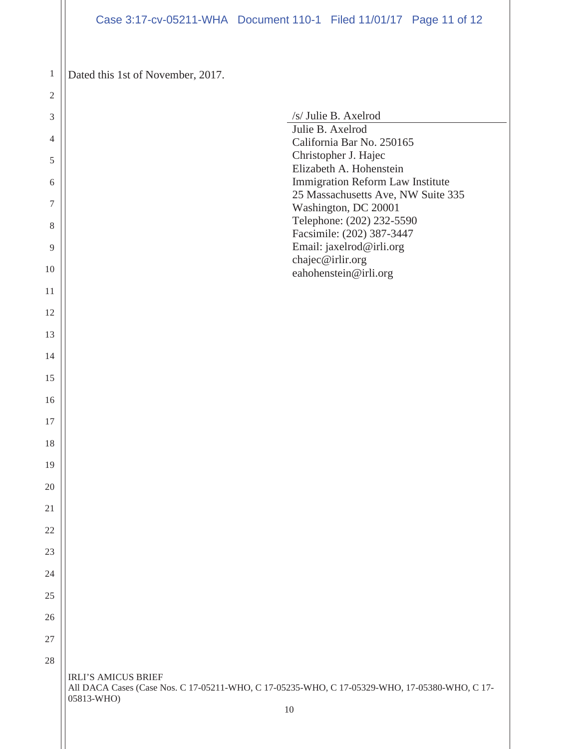Dated this 1st of November, 2017.

/s/ Julie B. Axelrod
Julie B. Axelrod
California Bar No. 250165
Christopher J. Hajec
Elizabeth A. Hohenstein
Immigration Reform Law Institute
25 Massachusetts Ave, NW Suite 335
Washington, DC 20001
Telephone: (202) 232-5590
Facsimile: (202) 387-3447
Email: jaxelrod@irli.org
chajec@irlir.org
eahohenstein@irli.org

IRLI'S AMICUS BRIEF
All DACA Cases (Case Nos. C 17-05211-WHO, C 17-05235-WHO, C 17-05329-WHO, 17-05380-WHO, C 17-05813-WHO)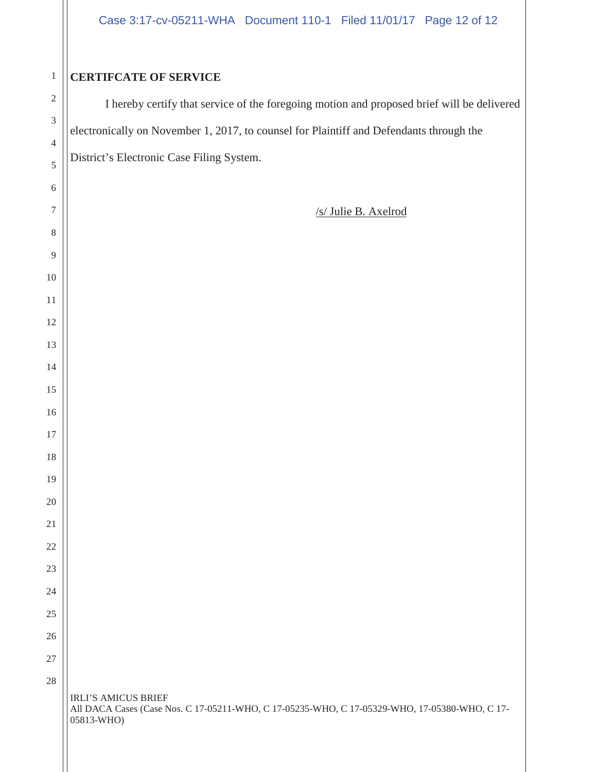**CERTIFCATE OF SERVICE**

I hereby certify that service of the foregoing motion and proposed brief will be delivered electronically on November 1, 2017, to counsel for Plaintiff and Defendants through the District's Electronic Case Filing System.

/s/ Julie B. Axelrod

IRLI'S AMICUS BRIEF
All DACA Cases (Case Nos. C 17-05211-WHO, C 17-05235-WHO, C 17-05329-WHO, 17-05380-WHO, C 17-05813-WHO)